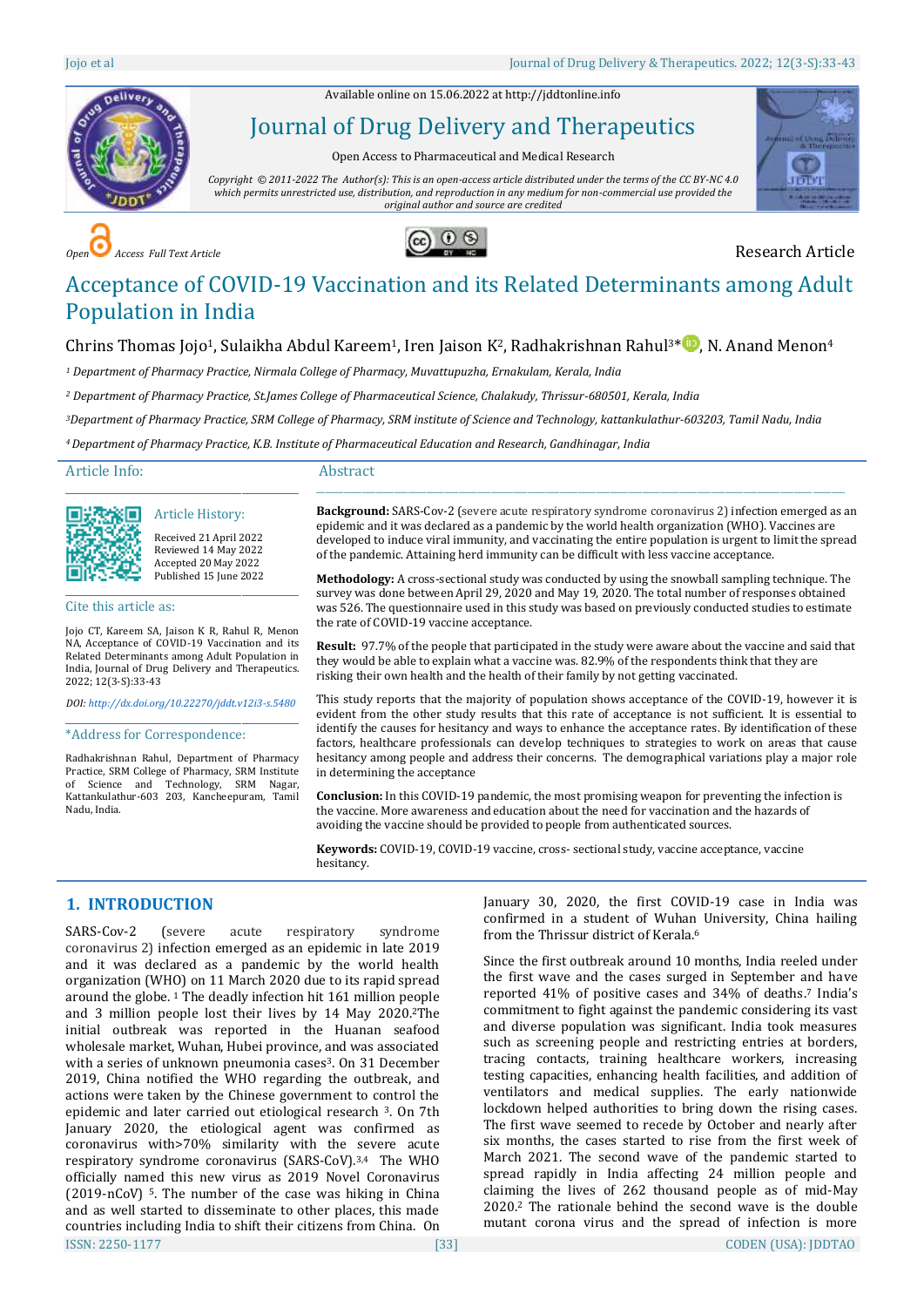Available online on 15.06.2022 at http://jddtonline.info

# Journal of Drug Delivery and Therapeutics

Open Access to Pharmaceutical and Medical Research

*Copyright © 2011-2022 The Author(s): This is an open-access article distributed under the terms of the CC BY-NC 4.0 which permits unrestricted use, distribution, and reproduction in any medium for non-commercial use provided the original author and source are credited*

*Open Access Full Text Article*

Research Article

# Acceptance of COVID-19 Vaccination and its Related Determinants among Adult Population in India

Chrins Thomas Jojo[1], Sulaikha Abdul Kareem[1], Iren Jaison K[2], Radhakrishnan Rahul[3]*, N. Anand Menon[4]

*[1] Department of Pharmacy Practice, Nirmala College of Pharmacy, Muvattupuzha, Ernakulam, Kerala, India*

*[2] Department of Pharmacy Practice, St.James College of Pharmaceutical Science, Chalakudy, Thrissur-680501, Kerala, India*

*[3] Department of Pharmacy Practice, SRM College of Pharmacy, SRM institute of Science and Technology, kattankulathur-603203, Tamil Nadu, India*

*[4] Department of Pharmacy Practice, K.B. Institute of Pharmaceutical Education and Research, Gandhinagar, India*

## Article Info:

### Article History:

Received 21 April 2022
Reviewed 14 May 2022
Accepted 20 May 2022
Published 15 June 2022

### Cite this article as:

Jojo CT, Kareem SA, Jaison K R, Rahul R, Menon NA, Acceptance of COVID-19 Vaccination and its Related Determinants among Adult Population in India, Journal of Drug Delivery and Therapeutics. 2022; 12(3-S):33-43

*DOI: http://dx.doi.org/10.22270/jddt.v12i3-s.5480*

### *Address for Correspondence:

Radhakrishnan Rahul, Department of Pharmacy Practice, SRM College of Pharmacy, SRM Institute of Science and Technology, SRM Nagar, Kattankulathur-603 203, Kancheepuram, Tamil Nadu, India.

## Abstract

**Background:** SARS-Cov-2 (severe acute respiratory syndrome coronavirus 2) infection emerged as an epidemic and it was declared as a pandemic by the world health organization (WHO). Vaccines are developed to induce viral immunity, and vaccinating the entire population is urgent to limit the spread of the pandemic. Attaining herd immunity can be difficult with less vaccine acceptance.

**Methodology:** A cross-sectional study was conducted by using the snowball sampling technique. The survey was done between April 29, 2020 and May 19, 2020. The total number of responses obtained was 526. The questionnaire used in this study was based on previously conducted studies to estimate the rate of COVID-19 vaccine acceptance.

**Result:** 97.7% of the people that participated in the study were aware about the vaccine and said that they would be able to explain what a vaccine was. 82.9% of the respondents think that they are risking their own health and the health of their family by not getting vaccinated.

This study reports that the majority of population shows acceptance of the COVID-19, however it is evident from the other study results that this rate of acceptance is not sufficient. It is essential to identify the causes for hesitancy and ways to enhance the acceptance rates. By identification of these factors, healthcare professionals can develop techniques to strategies to work on areas that cause hesitancy among people and address their concerns. The demographical variations play a major role in determining the acceptance

**Conclusion:** In this COVID-19 pandemic, the most promising weapon for preventing the infection is the vaccine. More awareness and education about the need for vaccination and the hazards of avoiding the vaccine should be provided to people from authenticated sources.

**Keywords:** COVID-19, COVID-19 vaccine, cross- sectional study, vaccine acceptance, vaccine hesitancy.

## 1. INTRODUCTION

SARS-Cov-2 (severe acute respiratory syndrome coronavirus 2) infection emerged as an epidemic in late 2019 and it was declared as a pandemic by the world health organization (WHO) on 11 March 2020 due to its rapid spread around the globe. [1] The deadly infection hit 161 million people and 3 million people lost their lives by 14 May 2020.[2] The initial outbreak was reported in the Huanan seafood wholesale market, Wuhan, Hubei province, and was associated with a series of unknown pneumonia cases[3]. On 31 December 2019, China notified the WHO regarding the outbreak, and actions were taken by the Chinese government to control the epidemic and later carried out etiological research [3]. On 7th January 2020, the etiological agent was confirmed as coronavirus with>70% similarity with the severe acute respiratory syndrome coronavirus (SARS-CoV).[3,4] The WHO officially named this new virus as 2019 Novel Coronavirus (2019-nCoV) [5]. The number of the case was hiking in China and as well started to disseminate to other places, this made countries including India to shift their citizens from China. On January 30, 2020, the first COVID-19 case in India was confirmed in a student of Wuhan University, China hailing from the Thrissur district of Kerala.[6]

Since the first outbreak around 10 months, India reeled under the first wave and the cases surged in September and have reported 41% of positive cases and 34% of deaths.[7] India's commitment to fight against the pandemic considering its vast and diverse population was significant. India took measures such as screening people and restricting entries at borders, tracing contacts, training healthcare workers, increasing testing capacities, enhancing health facilities, and addition of ventilators and medical supplies. The early nationwide lockdown helped authorities to bring down the rising cases. The first wave seemed to recede by October and nearly after six months, the cases started to rise from the first week of March 2021. The second wave of the pandemic started to spread rapidly in India affecting 24 million people and claiming the lives of 262 thousand people as of mid-May 2020.[2] The rationale behind the second wave is the double mutant corona virus and the spread of infection is more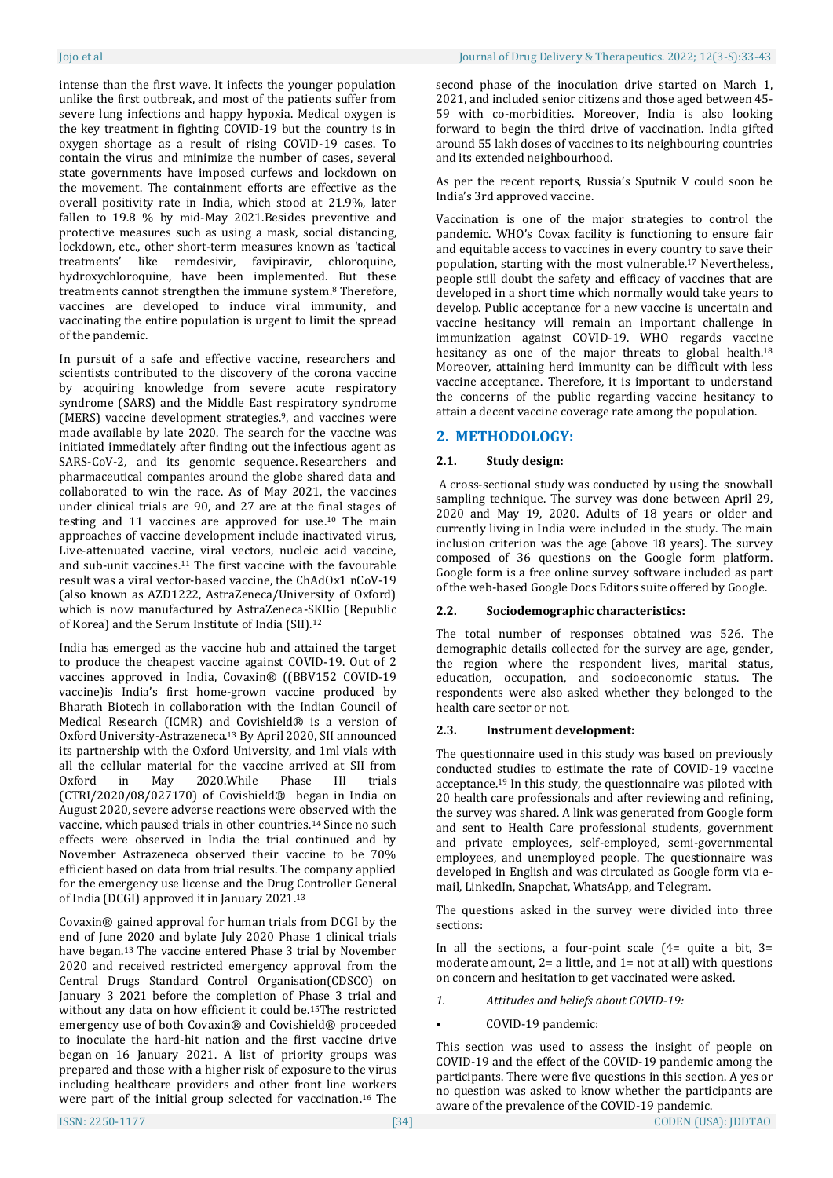intense than the first wave. It infects the younger population unlike the first outbreak, and most of the patients suffer from severe lung infections and happy hypoxia. Medical oxygen is the key treatment in fighting COVID-19 but the country is in oxygen shortage as a result of rising COVID-19 cases. To contain the virus and minimize the number of cases, several state governments have imposed curfews and lockdown on the movement. The containment efforts are effective as the overall positivity rate in India, which stood at 21.9%, later fallen to 19.8 % by mid-May 2021.Besides preventive and protective measures such as using a mask, social distancing, lockdown, etc., other short-term measures known as 'tactical treatments' like remdesivir, favipiravir, chloroquine, hydroxychloroquine, have been implemented. But these treatments cannot strengthen the immune system.[8] Therefore, vaccines are developed to induce viral immunity, and vaccinating the entire population is urgent to limit the spread of the pandemic.

In pursuit of a safe and effective vaccine, researchers and scientists contributed to the discovery of the corona vaccine by acquiring knowledge from severe acute respiratory syndrome (SARS) and the Middle East respiratory syndrome (MERS) vaccine development strategies.[9], and vaccines were made available by late 2020. The search for the vaccine was initiated immediately after finding out the infectious agent as SARS-CoV-2, and its genomic sequence. Researchers and pharmaceutical companies around the globe shared data and collaborated to win the race. As of May 2021, the vaccines under clinical trials are 90, and 27 are at the final stages of testing and 11 vaccines are approved for use.[10] The main approaches of vaccine development include inactivated virus, Live-attenuated vaccine, viral vectors, nucleic acid vaccine, and sub-unit vaccines.[11] The first vaccine with the favourable result was a viral vector-based vaccine, the ChAdOx1 nCoV-19 (also known as AZD1222, AstraZeneca/University of Oxford) which is now manufactured by AstraZeneca-SKBio (Republic of Korea) and the Serum Institute of India (SII).[12]

India has emerged as the vaccine hub and attained the target to produce the cheapest vaccine against COVID-19. Out of 2 vaccines approved in India, Covaxin® ((BBV152 COVID-19 vaccine)is India's first home-grown vaccine produced by Bharath Biotech in collaboration with the Indian Council of Medical Research (ICMR) and Covishield® is a version of Oxford University-Astrazeneca.[13] By April 2020, SII announced its partnership with the Oxford University, and 1ml vials with all the cellular material for the vaccine arrived at SII from Oxford in May 2020.While Phase III trials (CTRI/2020/08/027170) of Covishield® began in India on August 2020, severe adverse reactions were observed with the vaccine, which paused trials in other countries.[14] Since no such effects were observed in India the trial continued and by November Astrazeneca observed their vaccine to be 70% efficient based on data from trial results. The company applied for the emergency use license and the Drug Controller General of India (DCGI) approved it in January 2021.[13]

Covaxin® gained approval for human trials from DCGI by the end of June 2020 and bylate July 2020 Phase 1 clinical trials have began.[13] The vaccine entered Phase 3 trial by November 2020 and received restricted emergency approval from the Central Drugs Standard Control Organisation(CDSCO) on January 3 2021 before the completion of Phase 3 trial and without any data on how efficient it could be.[15]The restricted emergency use of both Covaxin® and Covishield® proceeded to inoculate the hard-hit nation and the first vaccine drive began on 16 January 2021. A list of priority groups was prepared and those with a higher risk of exposure to the virus including healthcare providers and other front line workers were part of the initial group selected for vaccination.[16] The second phase of the inoculation drive started on March 1, 2021, and included senior citizens and those aged between 45-59 with co-morbidities. Moreover, India is also looking forward to begin the third drive of vaccination. India gifted around 55 lakh doses of vaccines to its neighbouring countries and its extended neighbourhood.

As per the recent reports, Russia's Sputnik V could soon be India's 3rd approved vaccine.

Vaccination is one of the major strategies to control the pandemic. WHO's Covax facility is functioning to ensure fair and equitable access to vaccines in every country to save their population, starting with the most vulnerable.[17] Nevertheless, people still doubt the safety and efficacy of vaccines that are developed in a short time which normally would take years to develop. Public acceptance for a new vaccine is uncertain and vaccine hesitancy will remain an important challenge in immunization against COVID-19. WHO regards vaccine hesitancy as one of the major threats to global health.[18] Moreover, attaining herd immunity can be difficult with less vaccine acceptance. Therefore, it is important to understand the concerns of the public regarding vaccine hesitancy to attain a decent vaccine coverage rate among the population.

## 2. METHODOLOGY:

### 2.1. Study design:

A cross-sectional study was conducted by using the snowball sampling technique. The survey was done between April 29, 2020 and May 19, 2020. Adults of 18 years or older and currently living in India were included in the study. The main inclusion criterion was the age (above 18 years). The survey composed of 36 questions on the Google form platform. Google form is a free online survey software included as part of the web-based Google Docs Editors suite offered by Google.

### 2.2. Sociodemographic characteristics:

The total number of responses obtained was 526. The demographic details collected for the survey are age, gender, the region where the respondent lives, marital status, education, occupation, and socioeconomic status. The respondents were also asked whether they belonged to the health care sector or not.

### 2.3. Instrument development:

The questionnaire used in this study was based on previously conducted studies to estimate the rate of COVID-19 vaccine acceptance.[19] In this study, the questionnaire was piloted with 20 health care professionals and after reviewing and refining, the survey was shared. A link was generated from Google form and sent to Health Care professional students, government and private employees, self-employed, semi-governmental employees, and unemployed people. The questionnaire was developed in English and was circulated as Google form via e-mail, LinkedIn, Snapchat, WhatsApp, and Telegram.

The questions asked in the survey were divided into three sections:

In all the sections, a four-point scale (4= quite a bit, 3= moderate amount, 2= a little, and 1= not at all) with questions on concern and hesitation to get vaccinated were asked.

1. *Attitudes and beliefs about COVID-19:*

- COVID-19 pandemic:

This section was used to assess the insight of people on COVID-19 and the effect of the COVID-19 pandemic among the participants. There were five questions in this section. A yes or no question was asked to know whether the participants are aware of the prevalence of the COVID-19 pandemic.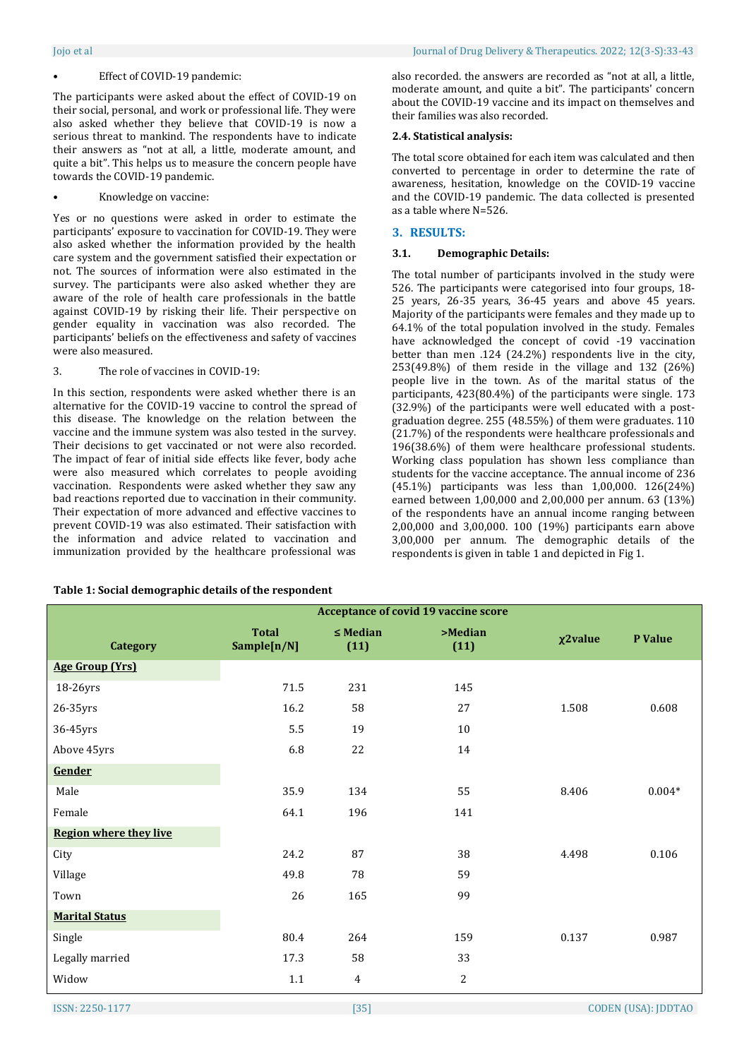- Effect of COVID-19 pandemic:

The participants were asked about the effect of COVID-19 on their social, personal, and work or professional life. They were also asked whether they believe that COVID-19 is now a serious threat to mankind. The respondents have to indicate their answers as "not at all, a little, moderate amount, and quite a bit". This helps us to measure the concern people have towards the COVID-19 pandemic.

- Knowledge on vaccine:

Yes or no questions were asked in order to estimate the participants' exposure to vaccination for COVID-19. They were also asked whether the information provided by the health care system and the government satisfied their expectation or not. The sources of information were also estimated in the survey. The participants were also asked whether they are aware of the role of health care professionals in the battle against COVID-19 by risking their life. Their perspective on gender equality in vaccination was also recorded. The participants' beliefs on the effectiveness and safety of vaccines were also measured.

3. The role of vaccines in COVID-19:

In this section, respondents were asked whether there is an alternative for the COVID-19 vaccine to control the spread of this disease. The knowledge on the relation between the vaccine and the immune system was also tested in the survey. Their decisions to get vaccinated or not were also recorded. The impact of fear of initial side effects like fever, body ache were also measured which correlates to people avoiding vaccination. Respondents were asked whether they saw any bad reactions reported due to vaccination in their community. Their expectation of more advanced and effective vaccines to prevent COVID-19 was also estimated. Their satisfaction with the information and advice related to vaccination and immunization provided by the healthcare professional was also recorded. the answers are recorded as "not at all, a little, moderate amount, and quite a bit". The participants' concern about the COVID-19 vaccine and its impact on themselves and their families was also recorded.

### 2.4. Statistical analysis:

The total score obtained for each item was calculated and then converted to percentage in order to determine the rate of awareness, hesitation, knowledge on the COVID-19 vaccine and the COVID-19 pandemic. The data collected is presented as a table where N=526.

## 3. RESULTS:

### 3.1. Demographic Details:

The total number of participants involved in the study were 526. The participants were categorised into four groups, 18-25 years, 26-35 years, 36-45 years and above 45 years. Majority of the participants were females and they made up to 64.1% of the total population involved in the study. Females have acknowledged the concept of covid -19 vaccination better than men .124 (24.2%) respondents live in the city, 253(49.8%) of them reside in the village and 132 (26%) people live in the town. As of the marital status of the participants, 423(80.4%) of the participants were single. 173 (32.9%) of the participants were well educated with a post-graduation degree. 255 (48.55%) of them were graduates. 110 (21.7%) of the respondents were healthcare professionals and 196(38.6%) of them were healthcare professional students. Working class population has shown less compliance than students for the vaccine acceptance. The annual income of 236 (45.1%) participants was less than 1,00,000. 126(24%) earned between 1,00,000 and 2,00,000 per annum. 63 (13%) of the respondents have an annual income ranging between 2,00,000 and 3,00,000. 100 (19%) participants earn above 3,00,000 per annum. The demographic details of the respondents is given in table 1 and depicted in Fig 1.

**Table 1: Social demographic details of the respondent**

| Category | Acceptance of covid 19 vaccine score | | | | |
|---|---|---|---|---|---|
| | Total Sample[n/N] | ≤ Median (11) | >Median (11) | χ2value | P Value |
| **Age Group (Yrs)** | | | | | |
| 18-26yrs | 71.5 | 231 | 145 | | |
| 26-35yrs | 16.2 | 58 | 27 | 1.508 | 0.608 |
| 36-45yrs | 5.5 | 19 | 10 | | |
| Above 45yrs | 6.8 | 22 | 14 | | |
| **Gender** | | | | | |
| Male | 35.9 | 134 | 55 | 8.406 | 0.004* |
| Female | 64.1 | 196 | 141 | | |
| **Region where they live** | | | | | |
| City | 24.2 | 87 | 38 | 4.498 | 0.106 |
| Village | 49.8 | 78 | 59 | | |
| Town | 26 | 165 | 99 | | |
| **Marital Status** | | | | | |
| Single | 80.4 | 264 | 159 | 0.137 | 0.987 |
| Legally married | 17.3 | 58 | 33 | | |
| Widow | 1.1 | 4 | 2 | | |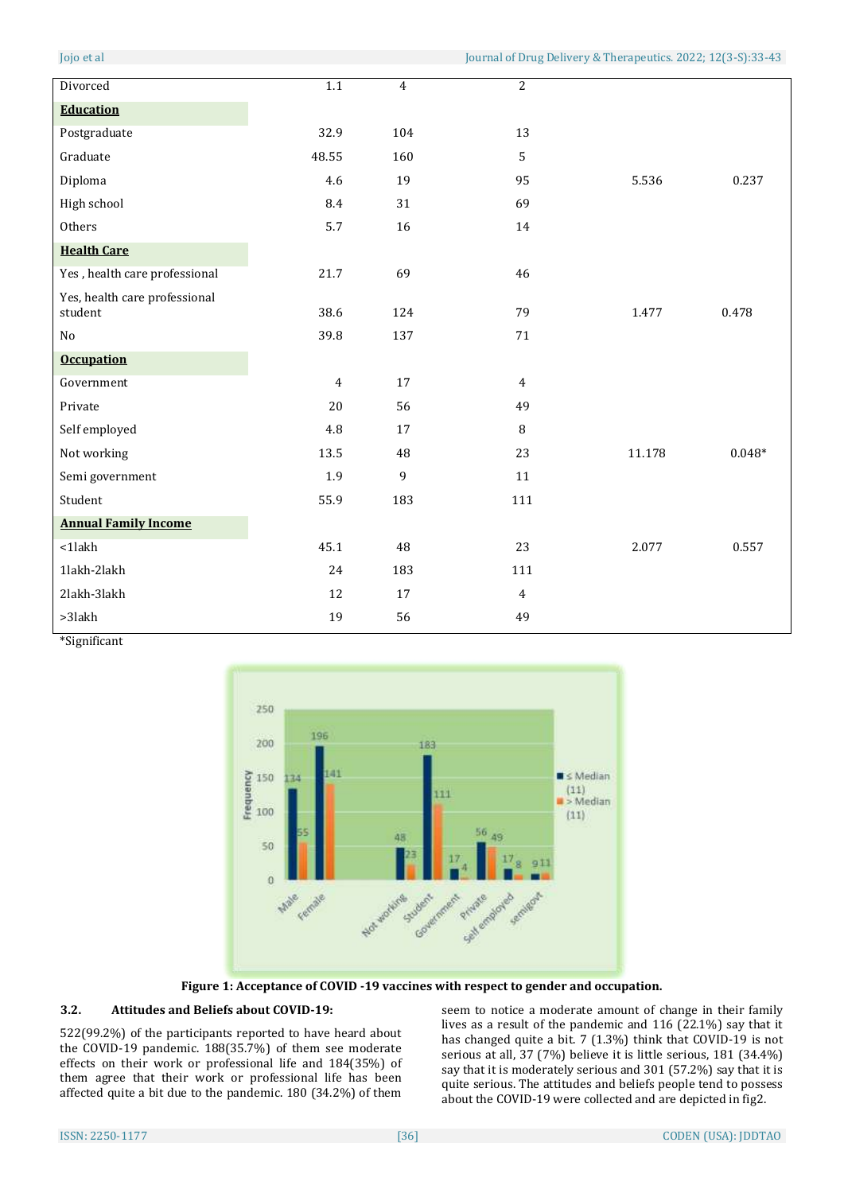| | | | | | |
|---|---|---|---|---|---|
| Divorced | 1.1 | 4 | 2 | | |
| **Education** | | | | | |
| Postgraduate | 32.9 | 104 | 13 | | |
| Graduate | 48.55 | 160 | 5 | | |
| Diploma | 4.6 | 19 | 95 | 5.536 | 0.237 |
| High school | 8.4 | 31 | 69 | | |
| Others | 5.7 | 16 | 14 | | |
| **Health Care** | | | | | |
| Yes , health care professional | 21.7 | 69 | 46 | | |
| Yes, health care professional student | 38.6 | 124 | 79 | 1.477 | 0.478 |
| No | 39.8 | 137 | 71 | | |
| **Occupation** | | | | | |
| Government | 4 | 17 | 4 | | |
| Private | 20 | 56 | 49 | | |
| Self employed | 4.8 | 17 | 8 | | |
| Not working | 13.5 | 48 | 23 | 11.178 | 0.048* |
| Semi government | 1.9 | 9 | 11 | | |
| Student | 55.9 | 183 | 111 | | |
| **Annual Family Income** | | | | | |
| <1lakh | 45.1 | 48 | 23 | 2.077 | 0.557 |
| 1lakh-2lakh | 24 | 183 | 111 | | |
| 2lakh-3lakh | 12 | 17 | 4 | | |
| >3lakh | 19 | 56 | 49 | | |

*Significant

**Figure 1: Acceptance of COVID -19 vaccines with respect to gender and occupation.**

### 3.2. Attitudes and Beliefs about COVID-19:

522(99.2%) of the participants reported to have heard about the COVID-19 pandemic. 188(35.7%) of them see moderate effects on their work or professional life and 184(35%) of them agree that their work or professional life has been affected quite a bit due to the pandemic. 180 (34.2%) of them seem to notice a moderate amount of change in their family lives as a result of the pandemic and 116 (22.1%) say that it has changed quite a bit. 7 (1.3%) think that COVID-19 is not serious at all, 37 (7%) believe it is little serious, 181 (34.4%) say that it is moderately serious and 301 (57.2%) say that it is quite serious. The attitudes and beliefs people tend to possess about the COVID-19 were collected and are depicted in fig2.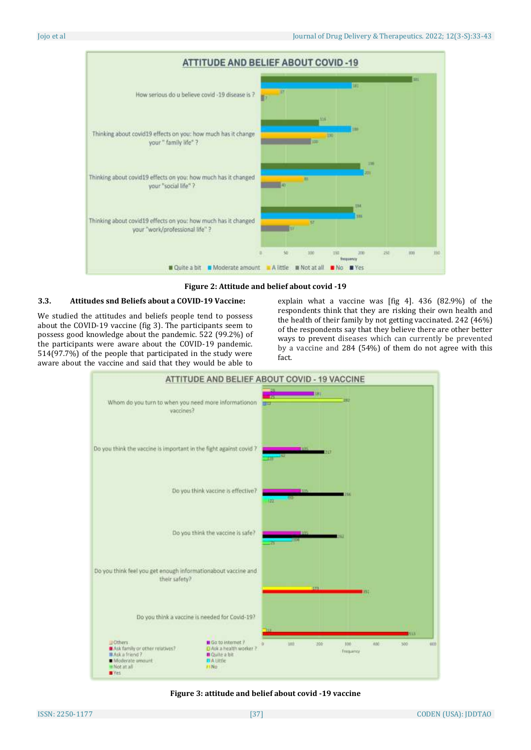**Figure 2: Attitude and belief about covid -19**

### 3.3. Attitudes snd Beliefs about a COVID-19 Vaccine:

We studied the attitudes and beliefs people tend to possess about the COVID-19 vaccine (fig 3). The participants seem to possess good knowledge about the pandemic. 522 (99.2%) of the participants were aware about the COVID-19 pandemic. 514(97.7%) of the people that participated in the study were aware about the vaccine and said that they would be able to explain what a vaccine was [fig 4]. 436 (82.9%) of the respondents think that they are risking their own health and the health of their family by not getting vaccinated. 242 (46%) of the respondents say that they believe there are other better ways to prevent diseases which can currently be prevented by a vaccine and 284 (54%) of them do not agree with this fact.

**Figure 3: attitude and belief about covid -19 vaccine**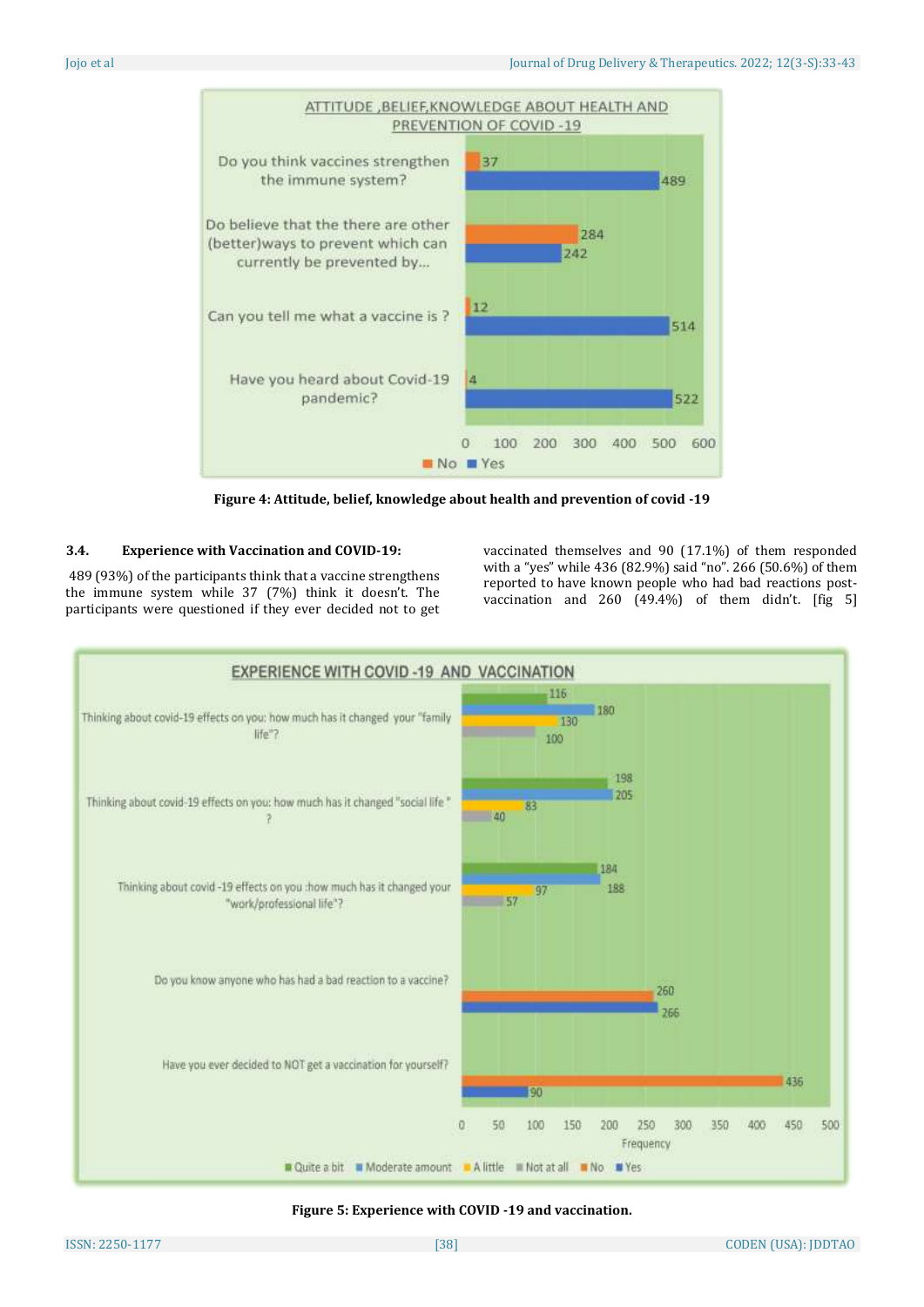**Figure 4: Attitude, belief, knowledge about health and prevention of covid -19**

### 3.4. Experience with Vaccination and COVID-19:

489 (93%) of the participants think that a vaccine strengthens the immune system while 37 (7%) think it doesn't. The participants were questioned if they ever decided not to get vaccinated themselves and 90 (17.1%) of them responded with a "yes" while 436 (82.9%) said "no". 266 (50.6%) of them reported to have known people who had bad reactions post-vaccination and 260 (49.4%) of them didn't. [fig 5]

**Figure 5: Experience with COVID -19 and vaccination.**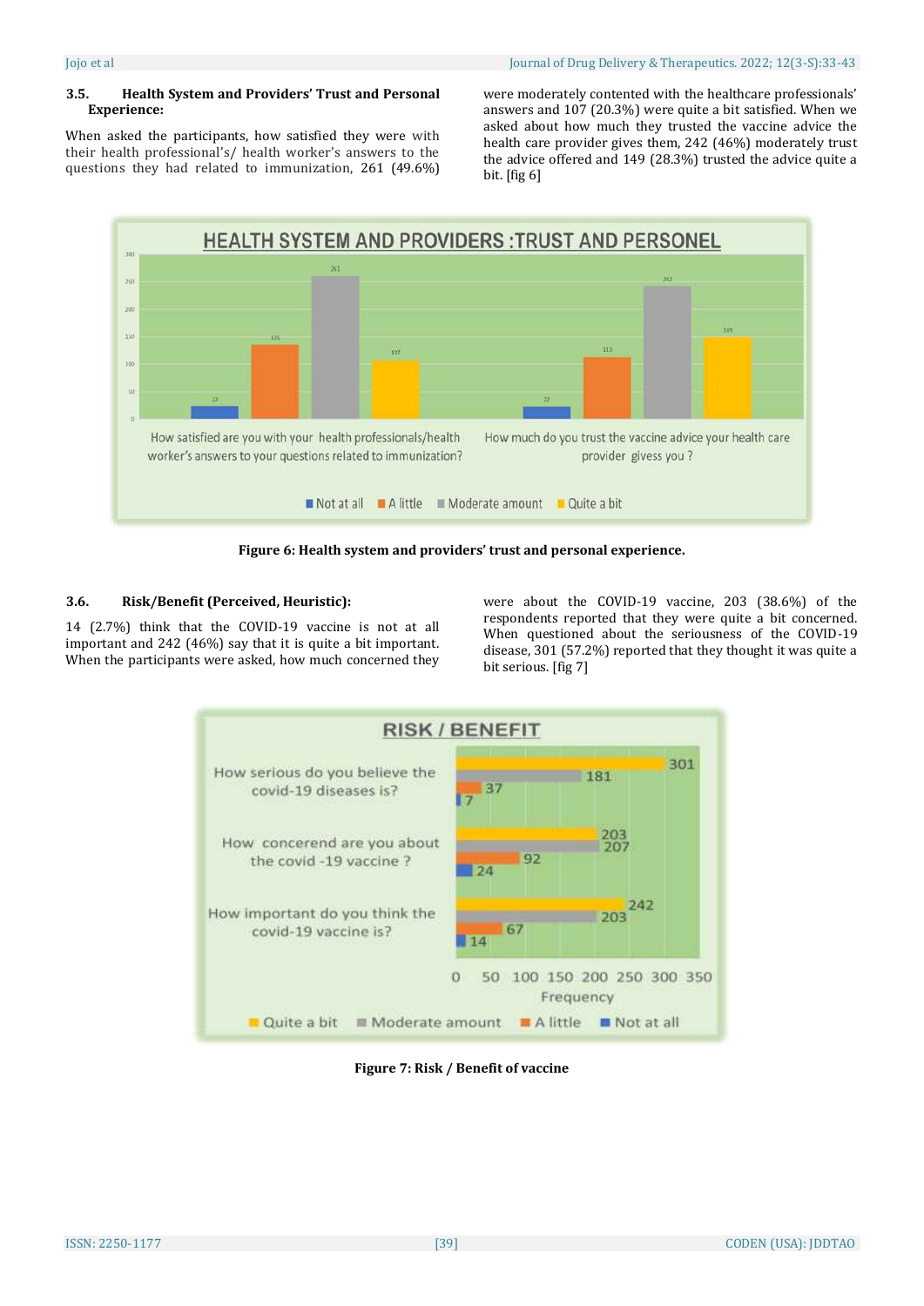### 3.5. Health System and Providers' Trust and Personal Experience:

When asked the participants, how satisfied they were with their health professional's/ health worker's answers to the questions they had related to immunization, 261 (49.6%) were moderately contented with the healthcare professionals' answers and 107 (20.3%) were quite a bit satisfied. When we asked about how much they trusted the vaccine advice the health care provider gives them, 242 (46%) moderately trust the advice offered and 149 (28.3%) trusted the advice quite a bit. [fig 6]

**Figure 6: Health system and providers' trust and personal experience.**

### 3.6. Risk/Benefit (Perceived, Heuristic):

14 (2.7%) think that the COVID-19 vaccine is not at all important and 242 (46%) say that it is quite a bit important. When the participants were asked, how much concerned they were about the COVID-19 vaccine, 203 (38.6%) of the respondents reported that they were quite a bit concerned. When questioned about the seriousness of the COVID-19 disease, 301 (57.2%) reported that they thought it was quite a bit serious. [fig 7]

**Figure 7: Risk / Benefit of vaccine**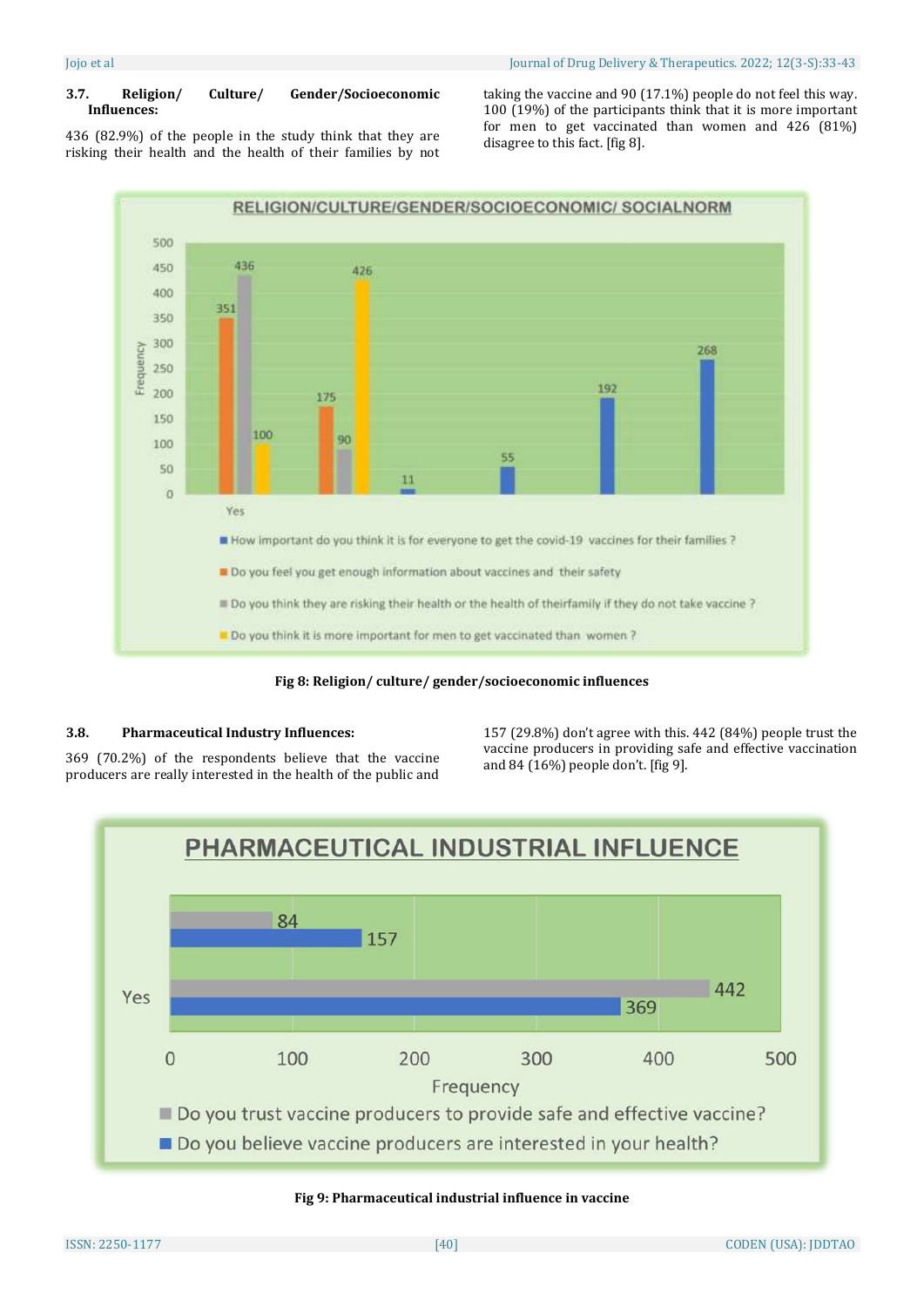### 3.7. Religion/ Culture/ Gender/Socioeconomic Influences:

436 (82.9%) of the people in the study think that they are risking their health and the health of their families by not taking the vaccine and 90 (17.1%) people do not feel this way. 100 (19%) of the participants think that it is more important for men to get vaccinated than women and 426 (81%) disagree to this fact. [fig 8].

**Fig 8: Religion/ culture/ gender/socioeconomic influences**

### 3.8. Pharmaceutical Industry Influences:

369 (70.2%) of the respondents believe that the vaccine producers are really interested in the health of the public and 157 (29.8%) don't agree with this. 442 (84%) people trust the vaccine producers in providing safe and effective vaccination and 84 (16%) people don't. [fig 9].

**Fig 9: Pharmaceutical industrial influence in vaccine**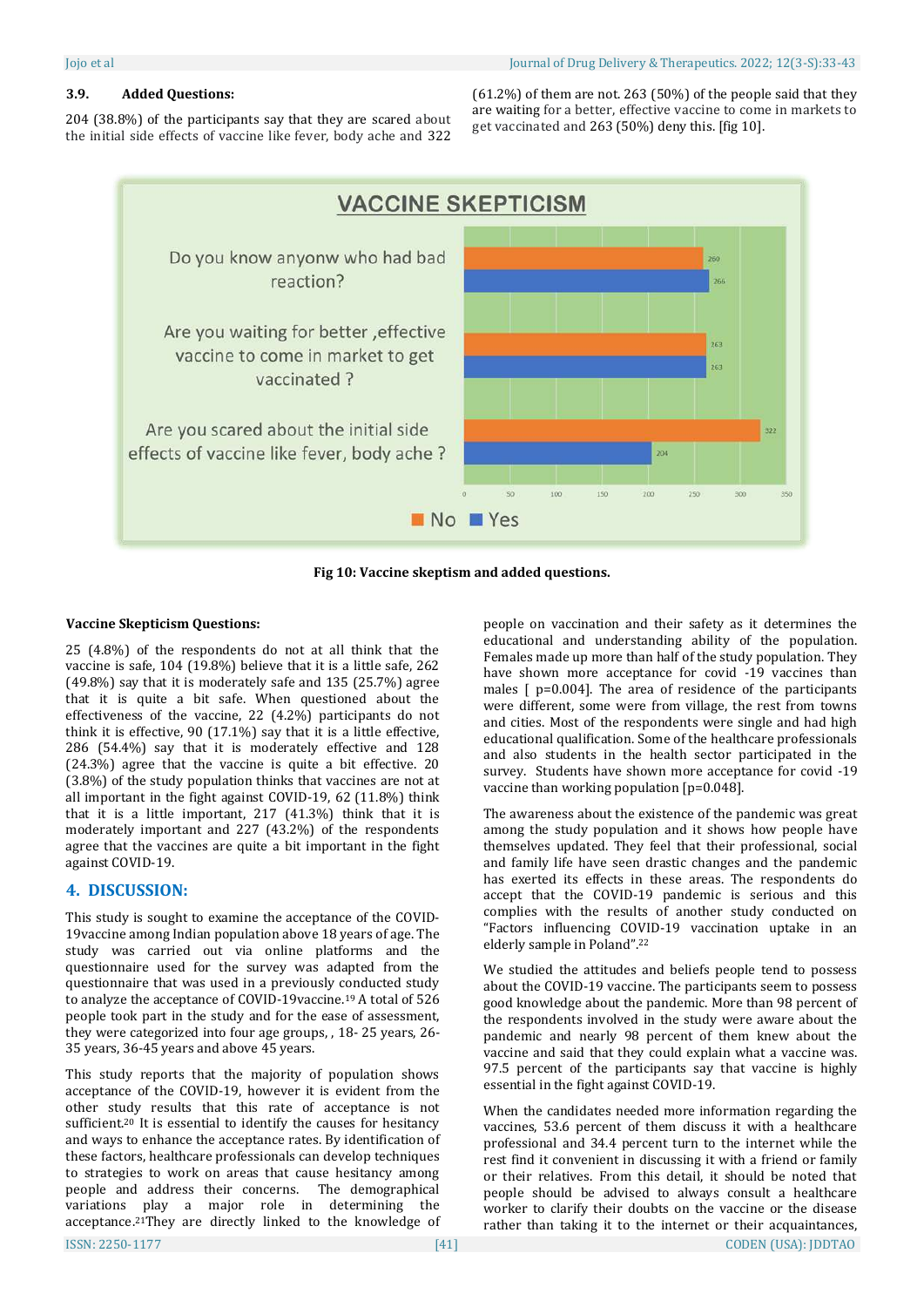### 3.9. Added Questions:

204 (38.8%) of the participants say that they are scared about the initial side effects of vaccine like fever, body ache and 322 (61.2%) of them are not. 263 (50%) of the people said that they are waiting for a better, effective vaccine to come in markets to get vaccinated and 263 (50%) deny this. [fig 10].

| VACCINE SKEPTICISM | No | Yes |
|---|---|---|
| Do you know anyonw who had bad reaction? | 260 | 266 |
| Are you waiting for better ,effective vaccine to come in market to get vaccinated ? | 263 | 263 |
| Are you scared about the initial side effects of vaccine like fever, body ache ? | 322 | 204 |

**Fig 10: Vaccine skeptism and added questions.**

**Vaccine Skepticism Questions:**

25 (4.8%) of the respondents do not at all think that the vaccine is safe, 104 (19.8%) believe that it is a little safe, 262 (49.8%) say that it is moderately safe and 135 (25.7%) agree that it is quite a bit safe. When questioned about the effectiveness of the vaccine, 22 (4.2%) participants do not think it is effective, 90 (17.1%) say that it is a little effective, 286 (54.4%) say that it is moderately effective and 128 (24.3%) agree that the vaccine is quite a bit effective. 20 (3.8%) of the study population thinks that vaccines are not at all important in the fight against COVID-19, 62 (11.8%) think that it is a little important, 217 (41.3%) think that it is moderately important and 227 (43.2%) of the respondents agree that the vaccines are quite a bit important in the fight against COVID-19.

## 4. DISCUSSION:

This study is sought to examine the acceptance of the COVID-19vaccine among Indian population above 18 years of age. The study was carried out via online platforms and the questionnaire used for the survey was adapted from the questionnaire that was used in a previously conducted study to analyze the acceptance of COVID-19vaccine.[19] A total of 526 people took part in the study and for the ease of assessment, they were categorized into four age groups, , 18- 25 years, 26-35 years, 36-45 years and above 45 years.

This study reports that the majority of population shows acceptance of the COVID-19, however it is evident from the other study results that this rate of acceptance is not sufficient.[20] It is essential to identify the causes for hesitancy and ways to enhance the acceptance rates. By identification of these factors, healthcare professionals can develop techniques to strategies to work on areas that cause hesitancy among people and address their concerns. The demographical variations play a major role in determining the acceptance.[21]They are directly linked to the knowledge of people on vaccination and their safety as it determines the educational and understanding ability of the population. Females made up more than half of the study population. They have shown more acceptance for covid -19 vaccines than males [ p=0.004]. The area of residence of the participants were different, some were from village, the rest from towns and cities. Most of the respondents were single and had high educational qualification. Some of the healthcare professionals and also students in the health sector participated in the survey. Students have shown more acceptance for covid -19 vaccine than working population [p=0.048].

The awareness about the existence of the pandemic was great among the study population and it shows how people have themselves updated. They feel that their professional, social and family life have seen drastic changes and the pandemic has exerted its effects in these areas. The respondents do accept that the COVID-19 pandemic is serious and this complies with the results of another study conducted on "Factors influencing COVID-19 vaccination uptake in an elderly sample in Poland".[22]

We studied the attitudes and beliefs people tend to possess about the COVID-19 vaccine. The participants seem to possess good knowledge about the pandemic. More than 98 percent of the respondents involved in the study were aware about the pandemic and nearly 98 percent of them knew about the vaccine and said that they could explain what a vaccine was. 97.5 percent of the participants say that vaccine is highly essential in the fight against COVID-19.

When the candidates needed more information regarding the vaccines, 53.6 percent of them discuss it with a healthcare professional and 34.4 percent turn to the internet while the rest find it convenient in discussing it with a friend or family or their relatives. From this detail, it should be noted that people should be advised to always consult a healthcare worker to clarify their doubts on the vaccine or the disease rather than taking it to the internet or their acquaintances,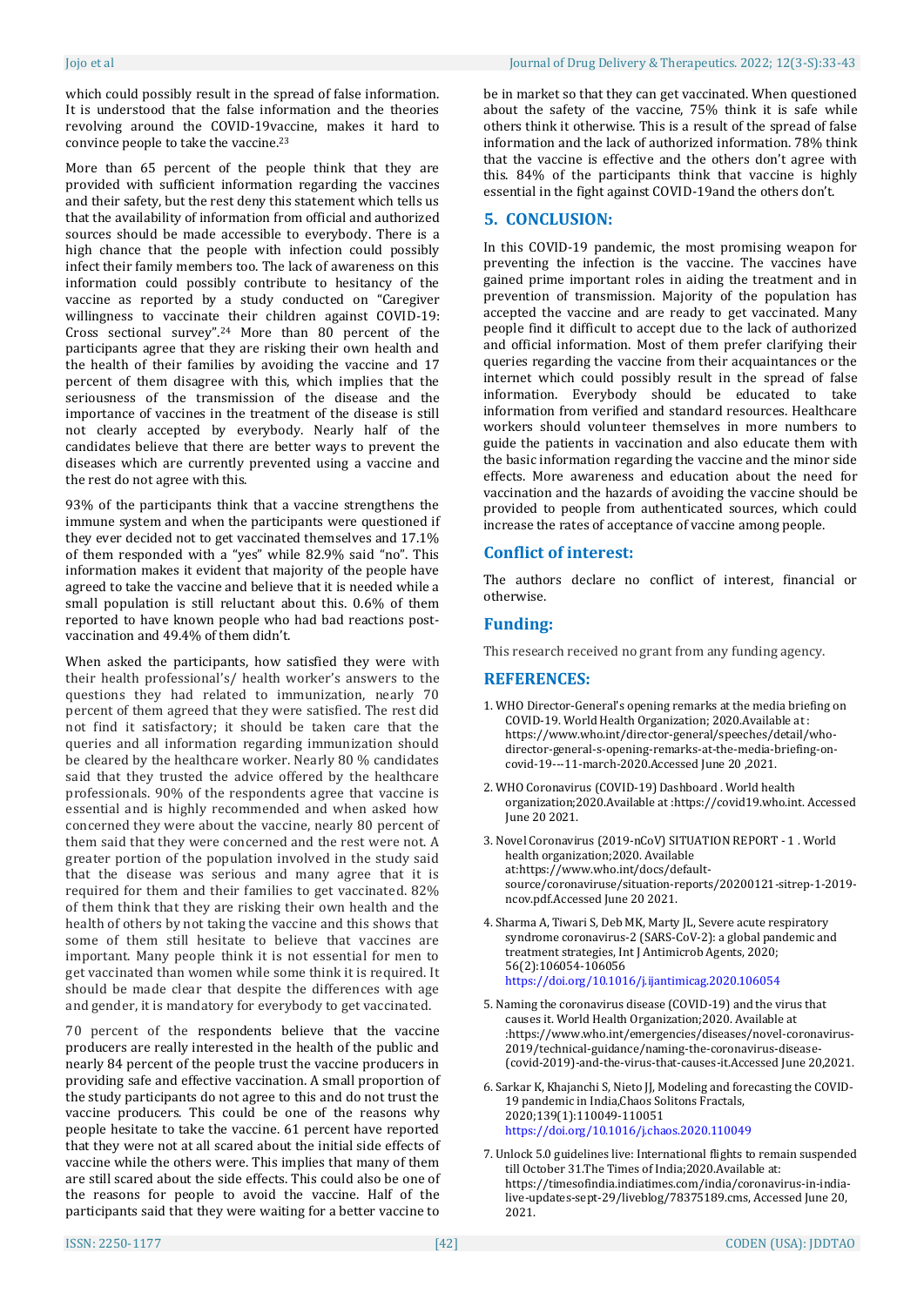which could possibly result in the spread of false information. It is understood that the false information and the theories revolving around the COVID-19vaccine, makes it hard to convince people to take the vaccine.[23]

More than 65 percent of the people think that they are provided with sufficient information regarding the vaccines and their safety, but the rest deny this statement which tells us that the availability of information from official and authorized sources should be made accessible to everybody. There is a high chance that the people with infection could possibly infect their family members too. The lack of awareness on this information could possibly contribute to hesitancy of the vaccine as reported by a study conducted on "Caregiver willingness to vaccinate their children against COVID-19: Cross sectional survey".[24] More than 80 percent of the participants agree that they are risking their own health and the health of their families by avoiding the vaccine and 17 percent of them disagree with this, which implies that the seriousness of the transmission of the disease and the importance of vaccines in the treatment of the disease is still not clearly accepted by everybody. Nearly half of the candidates believe that there are better ways to prevent the diseases which are currently prevented using a vaccine and the rest do not agree with this.

93% of the participants think that a vaccine strengthens the immune system and when the participants were questioned if they ever decided not to get vaccinated themselves and 17.1% of them responded with a "yes" while 82.9% said "no". This information makes it evident that majority of the people have agreed to take the vaccine and believe that it is needed while a small population is still reluctant about this. 0.6% of them reported to have known people who had bad reactions post-vaccination and 49.4% of them didn't.

When asked the participants, how satisfied they were with their health professional's/ health worker's answers to the questions they had related to immunization, nearly 70 percent of them agreed that they were satisfied. The rest did not find it satisfactory; it should be taken care that the queries and all information regarding immunization should be cleared by the healthcare worker. Nearly 80 % candidates said that they trusted the advice offered by the healthcare professionals. 90% of the respondents agree that vaccine is essential and is highly recommended and when asked how concerned they were about the vaccine, nearly 80 percent of them said that they were concerned and the rest were not. A greater portion of the population involved in the study said that the disease was serious and many agree that it is required for them and their families to get vaccinated. 82% of them think that they are risking their own health and the health of others by not taking the vaccine and this shows that some of them still hesitate to believe that vaccines are important. Many people think it is not essential for men to get vaccinated than women while some think it is required. It should be made clear that despite the differences with age and gender, it is mandatory for everybody to get vaccinated.

70 percent of the respondents believe that the vaccine producers are really interested in the health of the public and nearly 84 percent of the people trust the vaccine producers in providing safe and effective vaccination. A small proportion of the study participants do not agree to this and do not trust the vaccine producers. This could be one of the reasons why people hesitate to take the vaccine. 61 percent have reported that they were not at all scared about the initial side effects of vaccine while the others were. This implies that many of them are still scared about the side effects. This could also be one of the reasons for people to avoid the vaccine. Half of the participants said that they were waiting for a better vaccine to be in market so that they can get vaccinated. When questioned about the safety of the vaccine, 75% think it is safe while others think it otherwise. This is a result of the spread of false information and the lack of authorized information. 78% think that the vaccine is effective and the others don't agree with this. 84% of the participants think that vaccine is highly essential in the fight against COVID-19and the others don't.

## 5. CONCLUSION:

In this COVID-19 pandemic, the most promising weapon for preventing the infection is the vaccine. The vaccines have gained prime important roles in aiding the treatment and in prevention of transmission. Majority of the population has accepted the vaccine and are ready to get vaccinated. Many people find it difficult to accept due to the lack of authorized and official information. Most of them prefer clarifying their queries regarding the vaccine from their acquaintances or the internet which could possibly result in the spread of false information. Everybody should be educated to take information from verified and standard resources. Healthcare workers should volunteer themselves in more numbers to guide the patients in vaccination and also educate them with the basic information regarding the vaccine and the minor side effects. More awareness and education about the need for vaccination and the hazards of avoiding the vaccine should be provided to people from authenticated sources, which could increase the rates of acceptance of vaccine among people.

## Conflict of interest:

The authors declare no conflict of interest, financial or otherwise.

## Funding:

This research received no grant from any funding agency.

## REFERENCES:

1. WHO Director-General's opening remarks at the media briefing on COVID-19. World Health Organization; 2020.Available at : https://www.who.int/director-general/speeches/detail/who-director-general-s-opening-remarks-at-the-media-briefing-on-covid-19---11-march-2020.Accessed June 20 ,2021.
2. WHO Coronavirus (COVID-19) Dashboard . World health organization;2020.Available at :https://covid19.who.int. Accessed June 20 2021.
3. Novel Coronavirus (2019-nCoV) SITUATION REPORT - 1 . World health organization;2020. Available at:https://www.who.int/docs/default-source/coronaviruse/situation-reports/20200121-sitrep-1-2019-ncov.pdf.Accessed June 20 2021.
4. Sharma A, Tiwari S, Deb MK, Marty JL, Severe acute respiratory syndrome coronavirus-2 (SARS-CoV-2): a global pandemic and treatment strategies, Int J Antimicrob Agents, 2020; 56(2):106054-106056 https://doi.org/10.1016/j.ijantimicag.2020.106054
5. Naming the coronavirus disease (COVID-19) and the virus that causes it. World Health Organization;2020. Available at :https://www.who.int/emergencies/diseases/novel-coronavirus-2019/technical-guidance/naming-the-coronavirus-disease-(covid-2019)-and-the-virus-that-causes-it.Accessed June 20,2021.
6. Sarkar K, Khajanchi S, Nieto JJ, Modeling and forecasting the COVID-19 pandemic in India,Chaos Solitons Fractals, 2020;139(1):110049-110051 https://doi.org/10.1016/j.chaos.2020.110049
7. Unlock 5.0 guidelines live: International flights to remain suspended till October 31.The Times of India;2020.Available at: https://timesofindia.indiatimes.com/india/coronavirus-in-india-live-updates-sept-29/liveblog/78375189.cms, Accessed June 20, 2021.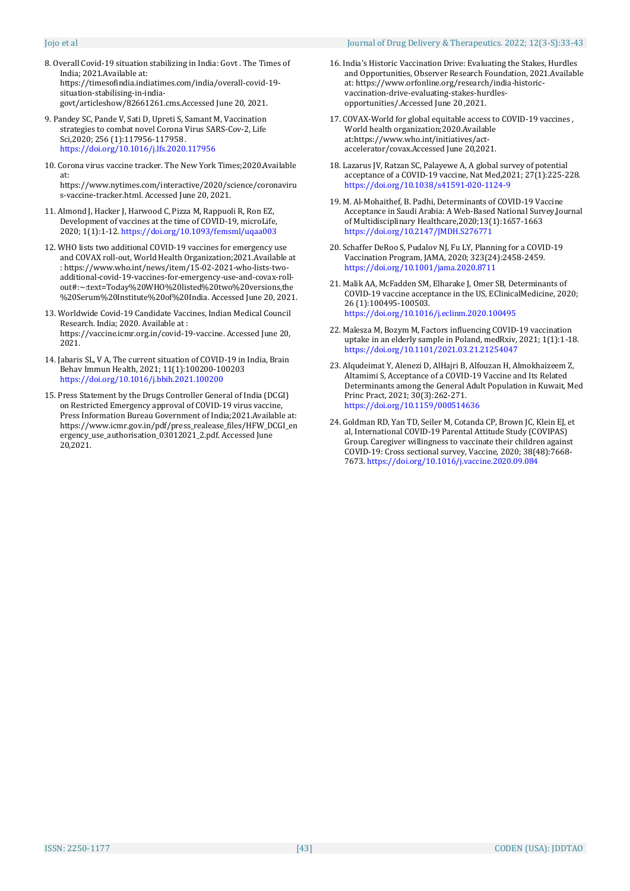8. Overall Covid-19 situation stabilizing in India: Govt . The Times of India; 2021.Available at: https://timesofindia.indiatimes.com/india/overall-covid-19-situation-stabilising-in-india-govt/articleshow/82661261.cms.Accessed June 20, 2021.

9. Pandey SC, Pande V, Sati D, Upreti S, Samant M, Vaccination strategies to combat novel Corona Virus SARS-Cov-2, Life Sci,2020; 256 (1):117956-117958 . https://doi.org/10.1016/j.lfs.2020.117956

10. Corona virus vaccine tracker. The New York Times;2020.Available at: https://www.nytimes.com/interactive/2020/science/coronavirus-vaccine-tracker.html. Accessed June 20, 2021.

11. Almond J, Hacker J, Harwood C, Pizza M, Rappuoli R, Ron EZ, Development of vaccines at the time of COVID-19, microLife, 2020; 1(1):1-12. https://doi.org/10.1093/femsml/uqaa003

12. WHO lists two additional COVID-19 vaccines for emergency use and COVAX roll-out, World Health Organization;2021.Available at : https://www.who.int/news/item/15-02-2021-who-lists-two-additional-covid-19-vaccines-for-emergency-use-and-covax-roll-out#:~:text=Today%20WHO%20listed%20two%20versions,the%20Serum%20Institute%20of%20India. Accessed June 20, 2021.

13. Worldwide Covid-19 Candidate Vaccines, Indian Medical Council Research. India; 2020. Available at : https://vaccine.icmr.org.in/covid-19-vaccine. Accessed June 20, 2021.

14. Jabaris SL, V A, The current situation of COVID-19 in India, Brain Behav Immun Health, 2021; 11(1):100200-100203 https://doi.org/10.1016/j.bbih.2021.100200

15. Press Statement by the Drugs Controller General of India (DCGI) on Restricted Emergency approval of COVID-19 virus vaccine, Press Information Bureau Government of India;2021.Available at: https://www.icmr.gov.in/pdf/press_realease_files/HFW_DCGI_energency_use_authorisation_03012021_2.pdf. Accessed June 20,2021.

16. India's Historic Vaccination Drive: Evaluating the Stakes, Hurdles and Opportunities, Observer Research Foundation, 2021.Available at: https://www.orfonline.org/research/india-historic-vaccination-drive-evaluating-stakes-hurdles-opportunities/.Accessed June 20 ,2021.

17. COVAX-World for global equitable access to COVID-19 vaccines , World health organization;2020.Available at:https://www.who.int/initiatives/act-accelerator/covax.Accessed June 20,2021.

18. Lazarus JV, Ratzan SC, Palayewe A, A global survey of potential acceptance of a COVID-19 vaccine, Nat Med,2021; 27(1):225-228. https://doi.org/10.1038/s41591-020-1124-9

19. M. Al-Mohaithef, B. Padhi, Determinants of COVID-19 Vaccine Acceptance in Saudi Arabia: A Web-Based National Survey,Journal of Multidisciplinary Healthcare,2020;13(1):1657-1663 https://doi.org/10.2147/JMDH.S276771

20. Schaffer DeRoo S, Pudalov NJ, Fu LY, Planning for a COVID-19 Vaccination Program, JAMA, 2020; 323(24):2458-2459. https://doi.org/10.1001/jama.2020.8711

21. Malik AA, McFadden SM, Elharake J, Omer SB, Determinants of COVID-19 vaccine acceptance in the US, EClinicalMedicine, 2020; 26 (1):100495-100503. https://doi.org/10.1016/j.eclinm.2020.100495

22. Malesza M, Bozym M, Factors influencing COVID-19 vaccination uptake in an elderly sample in Poland, medRxiv, 2021; 1(1):1-18. https://doi.org/10.1101/2021.03.21.21254047

23. Alqudeimat Y, Alenezi D, AlHajri B, Alfouzan H, Almokhaizeem Z, Altamimi S, Acceptance of a COVID-19 Vaccine and Its Related Determinants among the General Adult Population in Kuwait, Med Princ Pract, 2021; 30(3):262-271. https://doi.org/10.1159/000514636

24. Goldman RD, Yan TD, Seiler M, Cotanda CP, Brown JC, Klein EJ, et al, International COVID-19 Parental Attitude Study (COVIPAS) Group. Caregiver willingness to vaccinate their children against COVID-19: Cross sectional survey, Vaccine, 2020; 38(48):7668-7673. https://doi.org/10.1016/j.vaccine.2020.09.084